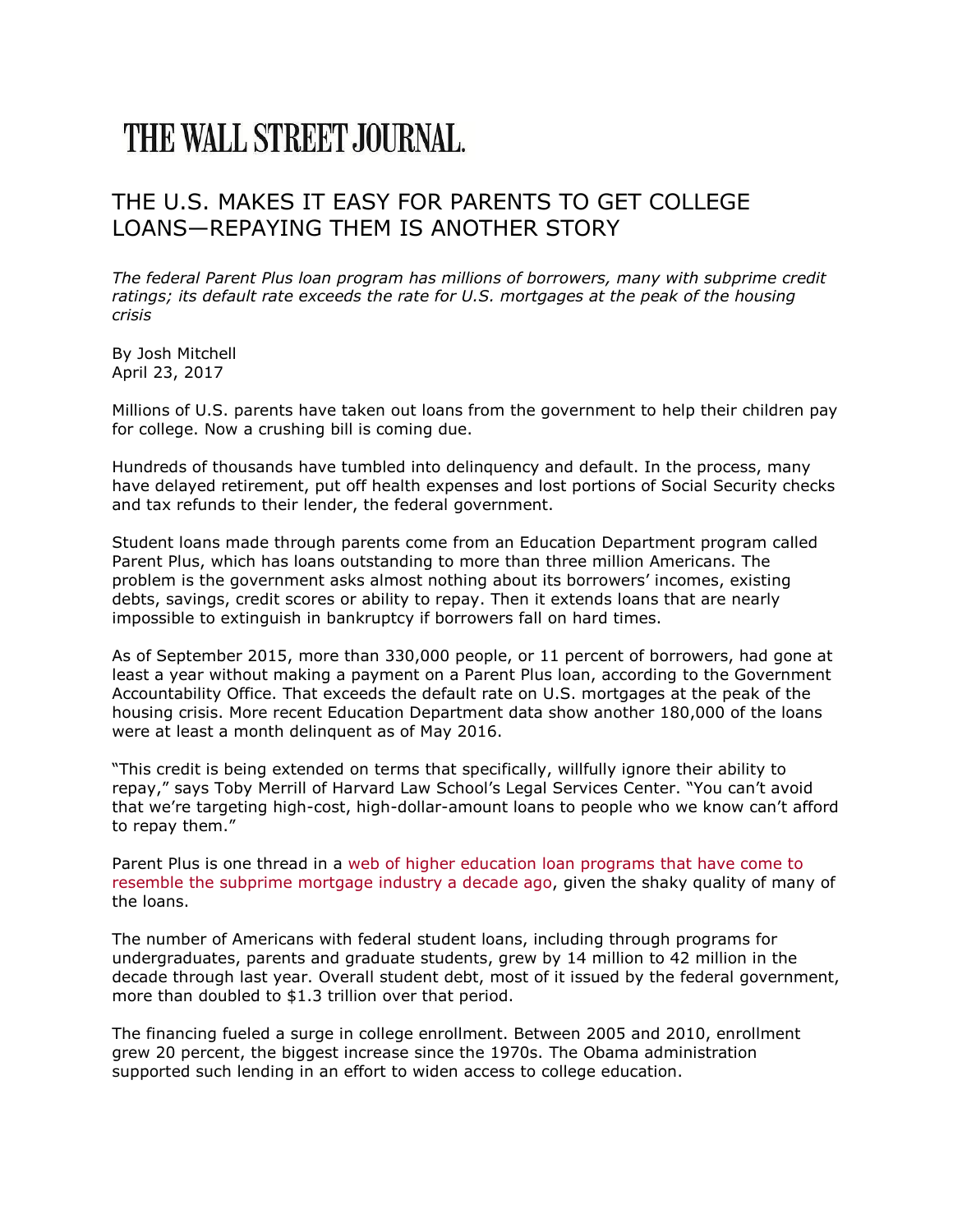# THE WALL STREET JOURNAL.

## THE U.S. MAKES IT EASY FOR PARENTS TO GET COLLEGE LOANS—REPAYING THEM IS ANOTHER STORY

*The federal Parent Plus loan program has millions of borrowers, many with subprime credit ratings; its default rate exceeds the rate for U.S. mortgages at the peak of the housing crisis*

By Josh Mitchell
April 23, 2017

Millions of U.S. parents have taken out loans from the government to help their children pay for college. Now a crushing bill is coming due.

Hundreds of thousands have tumbled into delinquency and default. In the process, many have delayed retirement, put off health expenses and lost portions of Social Security checks and tax refunds to their lender, the federal government.

Student loans made through parents come from an Education Department program called Parent Plus, which has loans outstanding to more than three million Americans. The problem is the government asks almost nothing about its borrowers' incomes, existing debts, savings, credit scores or ability to repay. Then it extends loans that are nearly impossible to extinguish in bankruptcy if borrowers fall on hard times.

As of September 2015, more than 330,000 people, or 11 percent of borrowers, had gone at least a year without making a payment on a Parent Plus loan, according to the Government Accountability Office. That exceeds the default rate on U.S. mortgages at the peak of the housing crisis. More recent Education Department data show another 180,000 of the loans were at least a month delinquent as of May 2016.

"This credit is being extended on terms that specifically, willfully ignore their ability to repay," says Toby Merrill of Harvard Law School's Legal Services Center. "You can't avoid that we're targeting high-cost, high-dollar-amount loans to people who we know can't afford to repay them."

Parent Plus is one thread in a web of higher education loan programs that have come to resemble the subprime mortgage industry a decade ago, given the shaky quality of many of the loans.

The number of Americans with federal student loans, including through programs for undergraduates, parents and graduate students, grew by 14 million to 42 million in the decade through last year. Overall student debt, most of it issued by the federal government, more than doubled to $1.3 trillion over that period.

The financing fueled a surge in college enrollment. Between 2005 and 2010, enrollment grew 20 percent, the biggest increase since the 1970s. The Obama administration supported such lending in an effort to widen access to college education.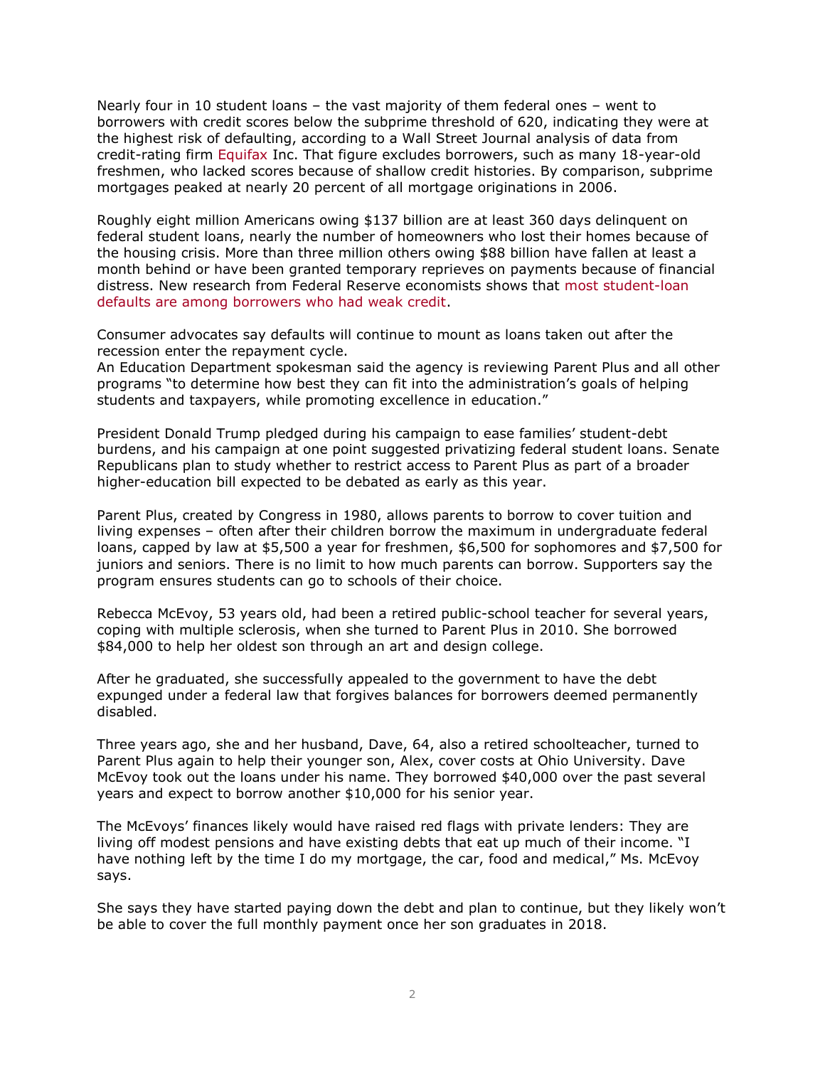Nearly four in 10 student loans – the vast majority of them federal ones – went to borrowers with credit scores below the subprime threshold of 620, indicating they were at the highest risk of defaulting, according to a Wall Street Journal analysis of data from credit-rating firm Equifax Inc. That figure excludes borrowers, such as many 18-year-old freshmen, who lacked scores because of shallow credit histories. By comparison, subprime mortgages peaked at nearly 20 percent of all mortgage originations in 2006.

Roughly eight million Americans owing $137 billion are at least 360 days delinquent on federal student loans, nearly the number of homeowners who lost their homes because of the housing crisis. More than three million others owing $88 billion have fallen at least a month behind or have been granted temporary reprieves on payments because of financial distress. New research from Federal Reserve economists shows that most student-loan defaults are among borrowers who had weak credit.

Consumer advocates say defaults will continue to mount as loans taken out after the recession enter the repayment cycle.
An Education Department spokesman said the agency is reviewing Parent Plus and all other programs "to determine how best they can fit into the administration's goals of helping students and taxpayers, while promoting excellence in education."

President Donald Trump pledged during his campaign to ease families' student-debt burdens, and his campaign at one point suggested privatizing federal student loans. Senate Republicans plan to study whether to restrict access to Parent Plus as part of a broader higher-education bill expected to be debated as early as this year.

Parent Plus, created by Congress in 1980, allows parents to borrow to cover tuition and living expenses – often after their children borrow the maximum in undergraduate federal loans, capped by law at $5,500 a year for freshmen, $6,500 for sophomores and $7,500 for juniors and seniors. There is no limit to how much parents can borrow. Supporters say the program ensures students can go to schools of their choice.

Rebecca McEvoy, 53 years old, had been a retired public-school teacher for several years, coping with multiple sclerosis, when she turned to Parent Plus in 2010. She borrowed $84,000 to help her oldest son through an art and design college.

After he graduated, she successfully appealed to the government to have the debt expunged under a federal law that forgives balances for borrowers deemed permanently disabled.

Three years ago, she and her husband, Dave, 64, also a retired schoolteacher, turned to Parent Plus again to help their younger son, Alex, cover costs at Ohio University. Dave McEvoy took out the loans under his name. They borrowed $40,000 over the past several years and expect to borrow another $10,000 for his senior year.

The McEvoys' finances likely would have raised red flags with private lenders: They are living off modest pensions and have existing debts that eat up much of their income. "I have nothing left by the time I do my mortgage, the car, food and medical," Ms. McEvoy says.

She says they have started paying down the debt and plan to continue, but they likely won't be able to cover the full monthly payment once her son graduates in 2018.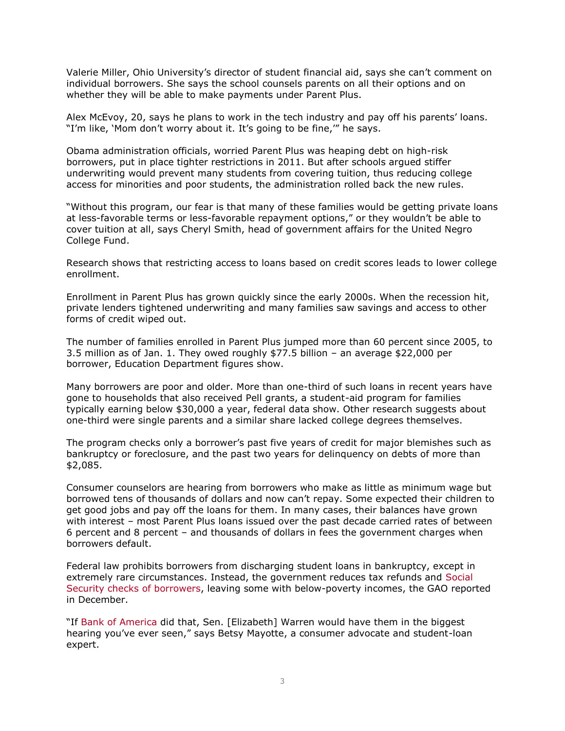Valerie Miller, Ohio University's director of student financial aid, says she can't comment on individual borrowers. She says the school counsels parents on all their options and on whether they will be able to make payments under Parent Plus.

Alex McEvoy, 20, says he plans to work in the tech industry and pay off his parents' loans. "I'm like, 'Mom don't worry about it. It's going to be fine,'" he says.

Obama administration officials, worried Parent Plus was heaping debt on high-risk borrowers, put in place tighter restrictions in 2011. But after schools argued stiffer underwriting would prevent many students from covering tuition, thus reducing college access for minorities and poor students, the administration rolled back the new rules.

"Without this program, our fear is that many of these families would be getting private loans at less-favorable terms or less-favorable repayment options," or they wouldn't be able to cover tuition at all, says Cheryl Smith, head of government affairs for the United Negro College Fund.

Research shows that restricting access to loans based on credit scores leads to lower college enrollment.

Enrollment in Parent Plus has grown quickly since the early 2000s. When the recession hit, private lenders tightened underwriting and many families saw savings and access to other forms of credit wiped out.

The number of families enrolled in Parent Plus jumped more than 60 percent since 2005, to 3.5 million as of Jan. 1. They owed roughly $77.5 billion – an average $22,000 per borrower, Education Department figures show.

Many borrowers are poor and older. More than one-third of such loans in recent years have gone to households that also received Pell grants, a student-aid program for families typically earning below $30,000 a year, federal data show. Other research suggests about one-third were single parents and a similar share lacked college degrees themselves.

The program checks only a borrower's past five years of credit for major blemishes such as bankruptcy or foreclosure, and the past two years for delinquency on debts of more than $2,085.

Consumer counselors are hearing from borrowers who make as little as minimum wage but borrowed tens of thousands of dollars and now can't repay. Some expected their children to get good jobs and pay off the loans for them. In many cases, their balances have grown with interest – most Parent Plus loans issued over the past decade carried rates of between 6 percent and 8 percent – and thousands of dollars in fees the government charges when borrowers default.

Federal law prohibits borrowers from discharging student loans in bankruptcy, except in extremely rare circumstances. Instead, the government reduces tax refunds and Social Security checks of borrowers, leaving some with below-poverty incomes, the GAO reported in December.

"If Bank of America did that, Sen. [Elizabeth] Warren would have them in the biggest hearing you've ever seen," says Betsy Mayotte, a consumer advocate and student-loan expert.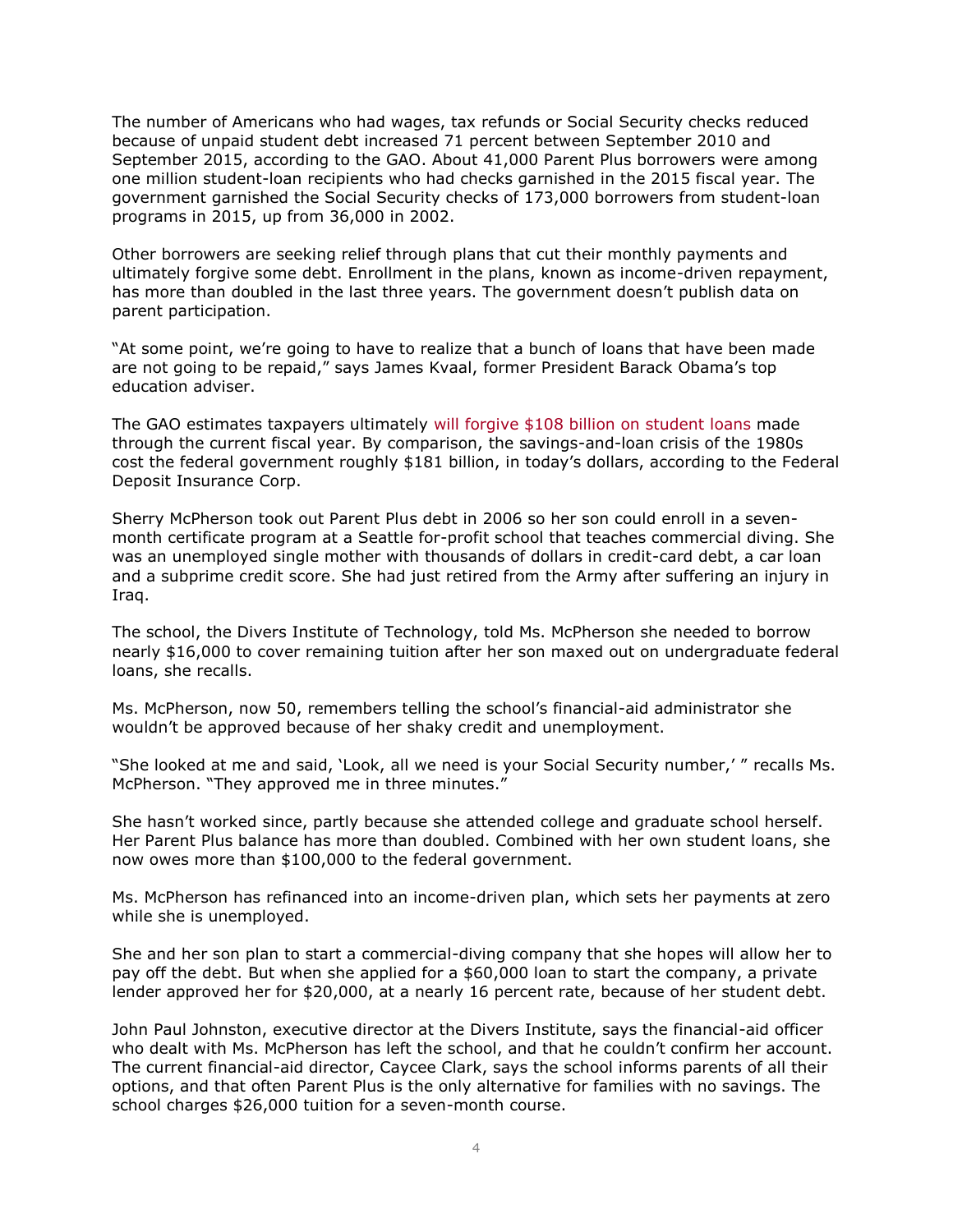The number of Americans who had wages, tax refunds or Social Security checks reduced because of unpaid student debt increased 71 percent between September 2010 and September 2015, according to the GAO. About 41,000 Parent Plus borrowers were among one million student-loan recipients who had checks garnished in the 2015 fiscal year. The government garnished the Social Security checks of 173,000 borrowers from student-loan programs in 2015, up from 36,000 in 2002.

Other borrowers are seeking relief through plans that cut their monthly payments and ultimately forgive some debt. Enrollment in the plans, known as income-driven repayment, has more than doubled in the last three years. The government doesn't publish data on parent participation.

"At some point, we're going to have to realize that a bunch of loans that have been made are not going to be repaid," says James Kvaal, former President Barack Obama's top education adviser.

The GAO estimates taxpayers ultimately will forgive $108 billion on student loans made through the current fiscal year. By comparison, the savings-and-loan crisis of the 1980s cost the federal government roughly $181 billion, in today's dollars, according to the Federal Deposit Insurance Corp.

Sherry McPherson took out Parent Plus debt in 2006 so her son could enroll in a seven-month certificate program at a Seattle for-profit school that teaches commercial diving. She was an unemployed single mother with thousands of dollars in credit-card debt, a car loan and a subprime credit score. She had just retired from the Army after suffering an injury in Iraq.

The school, the Divers Institute of Technology, told Ms. McPherson she needed to borrow nearly $16,000 to cover remaining tuition after her son maxed out on undergraduate federal loans, she recalls.

Ms. McPherson, now 50, remembers telling the school's financial-aid administrator she wouldn't be approved because of her shaky credit and unemployment.

"She looked at me and said, 'Look, all we need is your Social Security number,' " recalls Ms. McPherson. "They approved me in three minutes."

She hasn't worked since, partly because she attended college and graduate school herself. Her Parent Plus balance has more than doubled. Combined with her own student loans, she now owes more than $100,000 to the federal government.

Ms. McPherson has refinanced into an income-driven plan, which sets her payments at zero while she is unemployed.

She and her son plan to start a commercial-diving company that she hopes will allow her to pay off the debt. But when she applied for a $60,000 loan to start the company, a private lender approved her for $20,000, at a nearly 16 percent rate, because of her student debt.

John Paul Johnston, executive director at the Divers Institute, says the financial-aid officer who dealt with Ms. McPherson has left the school, and that he couldn't confirm her account. The current financial-aid director, Caycee Clark, says the school informs parents of all their options, and that often Parent Plus is the only alternative for families with no savings. The school charges $26,000 tuition for a seven-month course.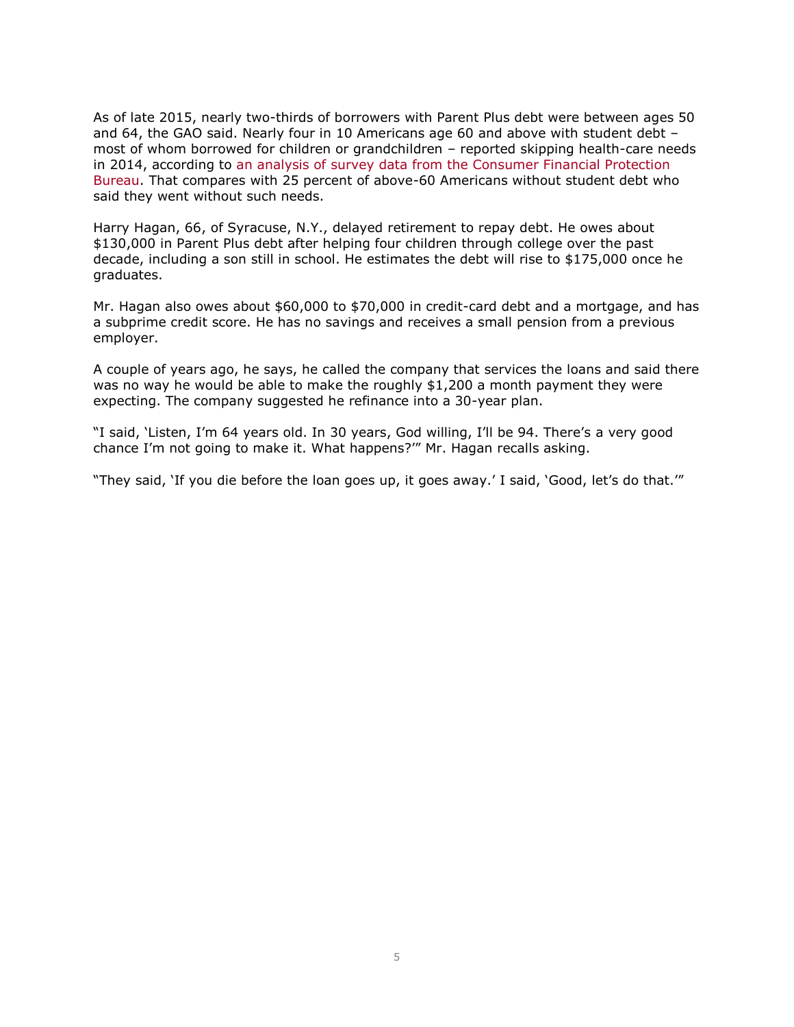As of late 2015, nearly two-thirds of borrowers with Parent Plus debt were between ages 50 and 64, the GAO said. Nearly four in 10 Americans age 60 and above with student debt – most of whom borrowed for children or grandchildren – reported skipping health-care needs in 2014, according to an analysis of survey data from the Consumer Financial Protection Bureau. That compares with 25 percent of above-60 Americans without student debt who said they went without such needs.

Harry Hagan, 66, of Syracuse, N.Y., delayed retirement to repay debt. He owes about $130,000 in Parent Plus debt after helping four children through college over the past decade, including a son still in school. He estimates the debt will rise to $175,000 once he graduates.

Mr. Hagan also owes about $60,000 to $70,000 in credit-card debt and a mortgage, and has a subprime credit score. He has no savings and receives a small pension from a previous employer.

A couple of years ago, he says, he called the company that services the loans and said there was no way he would be able to make the roughly $1,200 a month payment they were expecting. The company suggested he refinance into a 30-year plan.

"I said, 'Listen, I'm 64 years old. In 30 years, God willing, I'll be 94. There's a very good chance I'm not going to make it. What happens?'" Mr. Hagan recalls asking.

"They said, 'If you die before the loan goes up, it goes away.' I said, 'Good, let's do that.'"